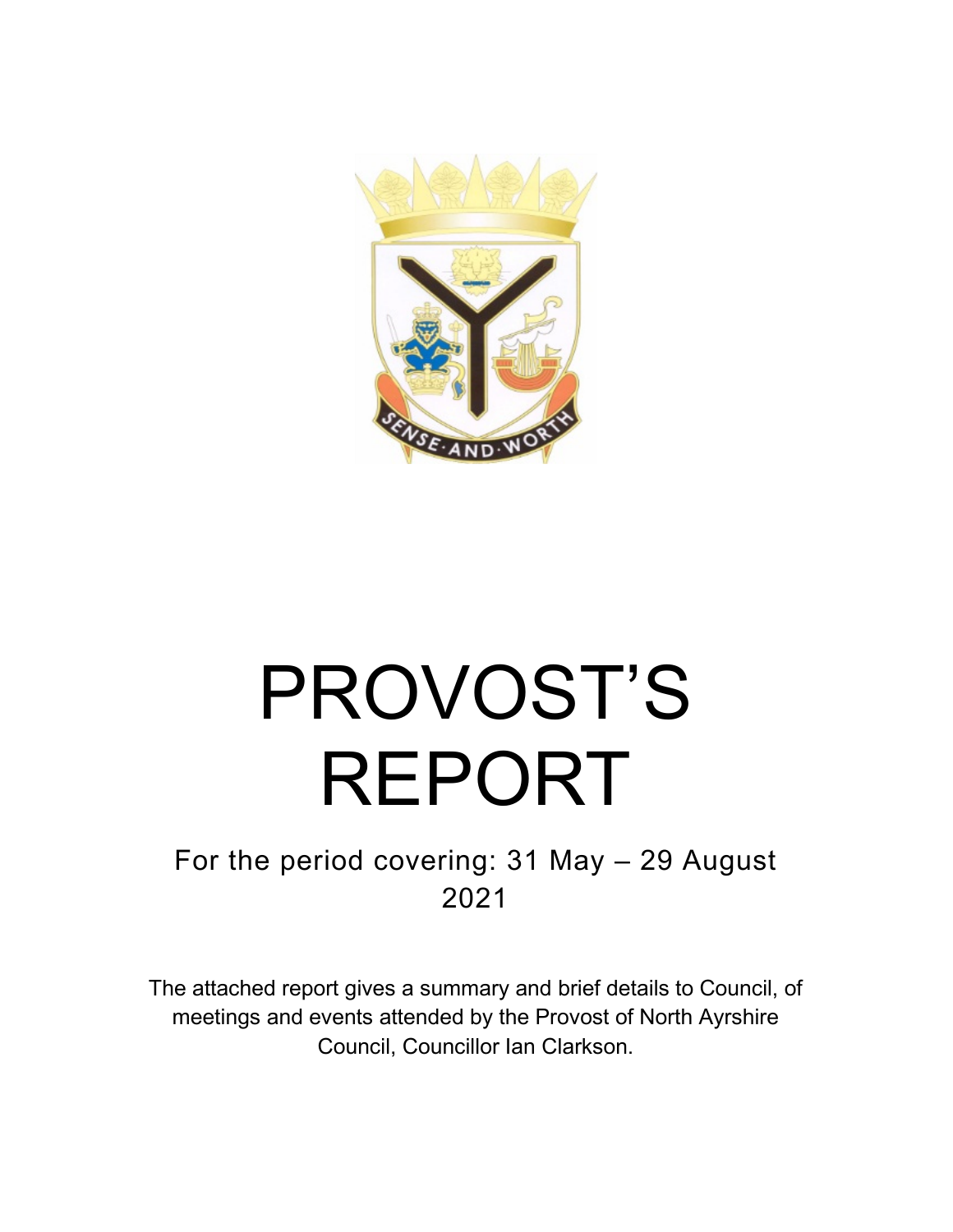# PROVOST'S REPORT

For the period covering: 31 May – 29 August 2021

The attached report gives a summary and brief details to Council, of meetings and events attended by the Provost of North Ayrshire Council, Councillor Ian Clarkson.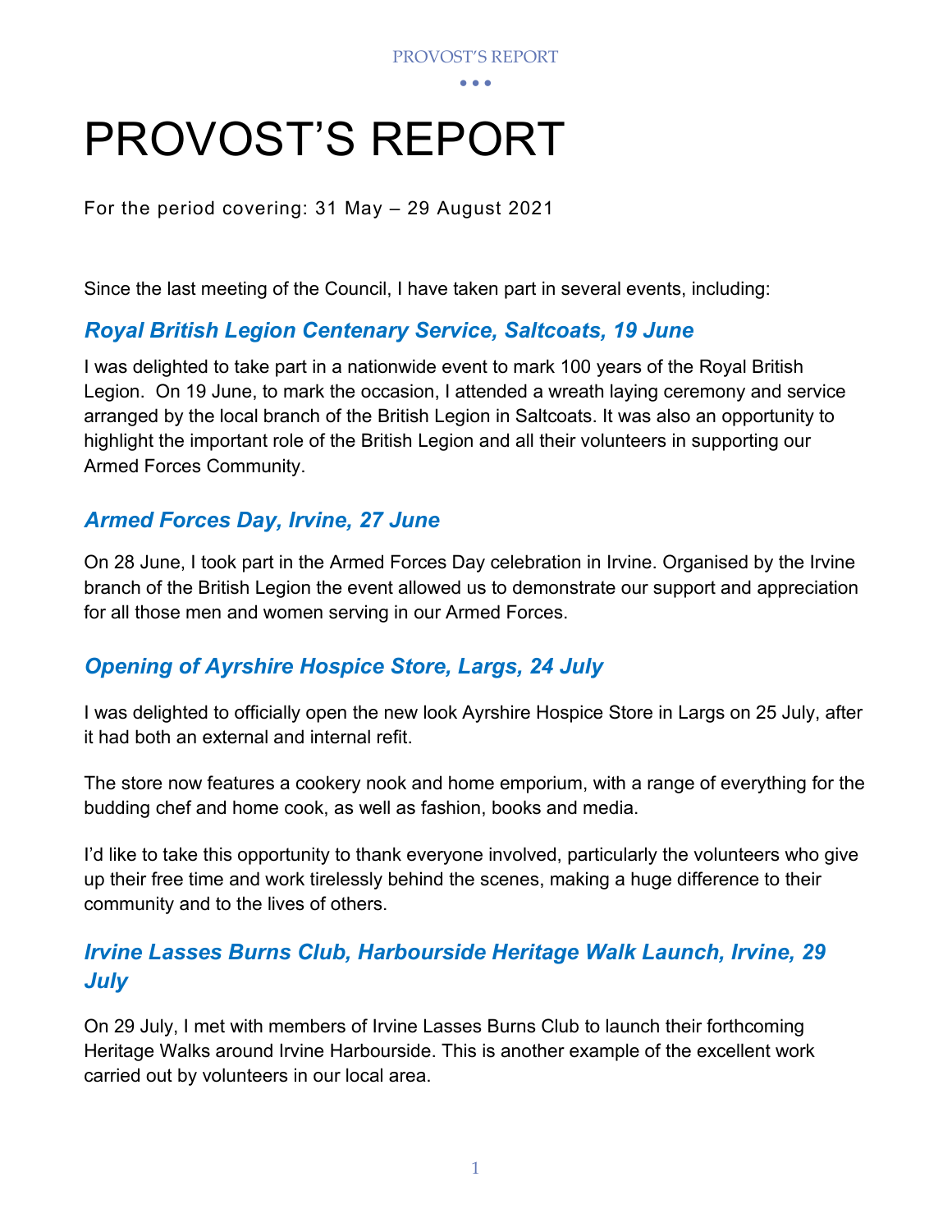# PROVOST'S REPORT

For the period covering: 31 May – 29 August 2021

Since the last meeting of the Council, I have taken part in several events, including:

## *Royal British Legion Centenary Service, Saltcoats, 19 June*

I was delighted to take part in a nationwide event to mark 100 years of the Royal British Legion. On 19 June, to mark the occasion, I attended a wreath laying ceremony and service arranged by the local branch of the British Legion in Saltcoats. It was also an opportunity to highlight the important role of the British Legion and all their volunteers in supporting our Armed Forces Community.

## *Armed Forces Day, Irvine, 27 June*

On 28 June, I took part in the Armed Forces Day celebration in Irvine. Organised by the Irvine branch of the British Legion the event allowed us to demonstrate our support and appreciation for all those men and women serving in our Armed Forces.

## *Opening of Ayrshire Hospice Store, Largs, 24 July*

I was delighted to officially open the new look Ayrshire Hospice Store in Largs on 25 July, after it had both an external and internal refit.

The store now features a cookery nook and home emporium, with a range of everything for the budding chef and home cook, as well as fashion, books and media.

I'd like to take this opportunity to thank everyone involved, particularly the volunteers who give up their free time and work tirelessly behind the scenes, making a huge difference to their community and to the lives of others.

## *Irvine Lasses Burns Club, Harbourside Heritage Walk Launch, Irvine, 29 July*

On 29 July, I met with members of Irvine Lasses Burns Club to launch their forthcoming Heritage Walks around Irvine Harbourside. This is another example of the excellent work carried out by volunteers in our local area.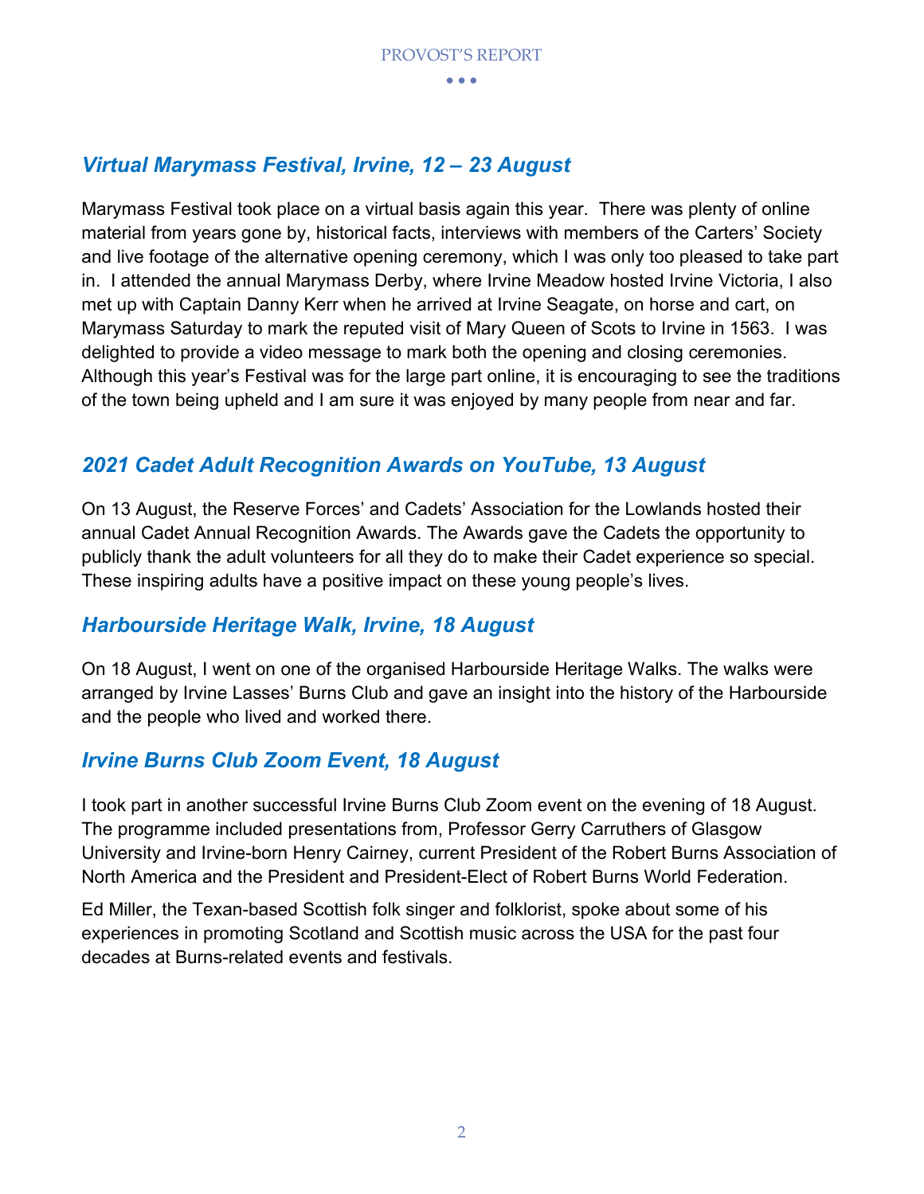## *Virtual Marymass Festival, Irvine, 12 – 23 August*

Marymass Festival took place on a virtual basis again this year. There was plenty of online material from years gone by, historical facts, interviews with members of the Carters' Society and live footage of the alternative opening ceremony, which I was only too pleased to take part in. I attended the annual Marymass Derby, where Irvine Meadow hosted Irvine Victoria, I also met up with Captain Danny Kerr when he arrived at Irvine Seagate, on horse and cart, on Marymass Saturday to mark the reputed visit of Mary Queen of Scots to Irvine in 1563. I was delighted to provide a video message to mark both the opening and closing ceremonies. Although this year's Festival was for the large part online, it is encouraging to see the traditions of the town being upheld and I am sure it was enjoyed by many people from near and far.

## *2021 Cadet Adult Recognition Awards on YouTube, 13 August*

On 13 August, the Reserve Forces' and Cadets' Association for the Lowlands hosted their annual Cadet Annual Recognition Awards. The Awards gave the Cadets the opportunity to publicly thank the adult volunteers for all they do to make their Cadet experience so special. These inspiring adults have a positive impact on these young people's lives.

## *Harbourside Heritage Walk, Irvine, 18 August*

On 18 August, I went on one of the organised Harbourside Heritage Walks. The walks were arranged by Irvine Lasses' Burns Club and gave an insight into the history of the Harbourside and the people who lived and worked there.

## *Irvine Burns Club Zoom Event, 18 August*

I took part in another successful Irvine Burns Club Zoom event on the evening of 18 August. The programme included presentations from, Professor Gerry Carruthers of Glasgow University and Irvine-born Henry Cairney, current President of the Robert Burns Association of North America and the President and President-Elect of Robert Burns World Federation.

Ed Miller, the Texan-based Scottish folk singer and folklorist, spoke about some of his experiences in promoting Scotland and Scottish music across the USA for the past four decades at Burns-related events and festivals.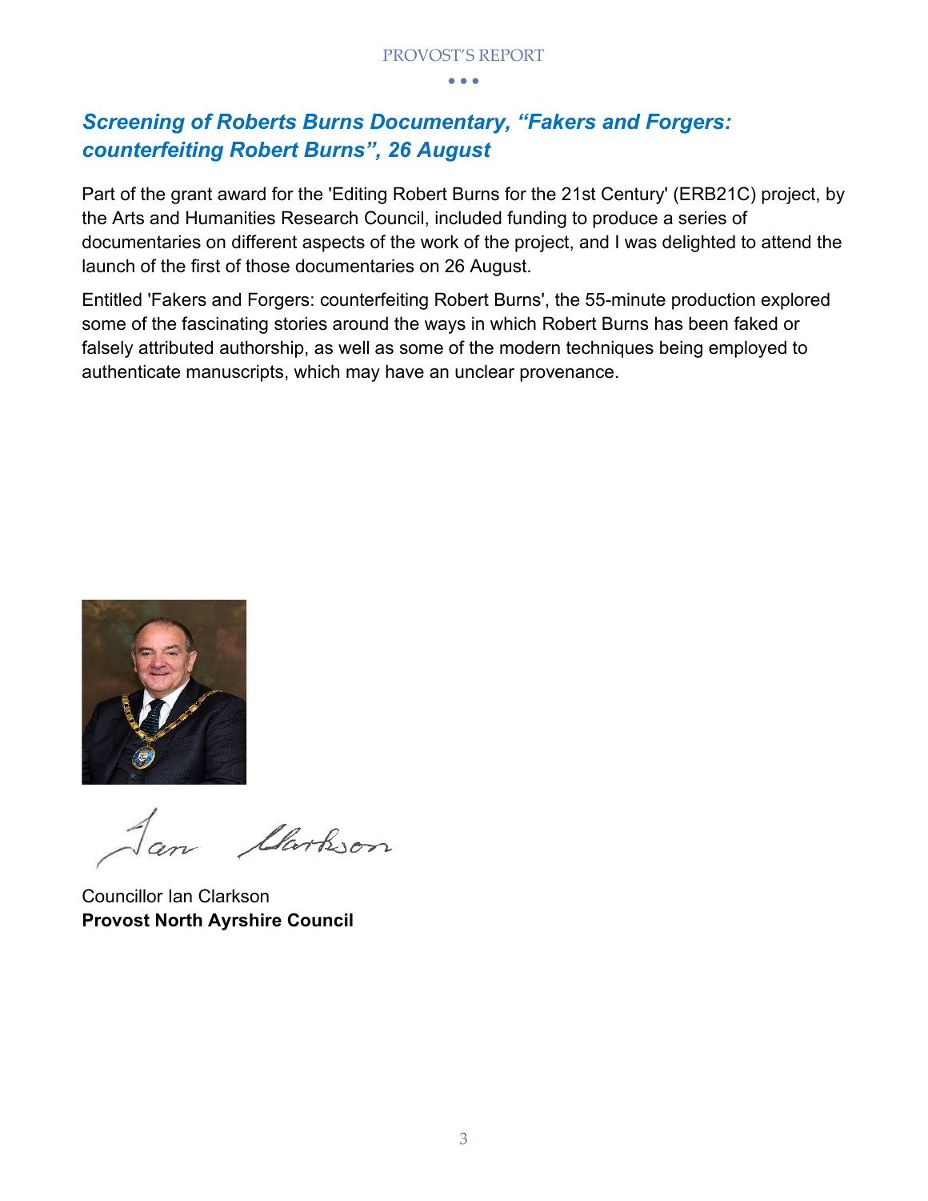## *Screening of Roberts Burns Documentary, "Fakers and Forgers: counterfeiting Robert Burns", 26 August*

Part of the grant award for the 'Editing Robert Burns for the 21st Century' (ERB21C) project, by the Arts and Humanities Research Council, included funding to produce a series of documentaries on different aspects of the work of the project, and I was delighted to attend the launch of the first of those documentaries on 26 August.

Entitled 'Fakers and Forgers: counterfeiting Robert Burns', the 55-minute production explored some of the fascinating stories around the ways in which Robert Burns has been faked or falsely attributed authorship, as well as some of the modern techniques being employed to authenticate manuscripts, which may have an unclear provenance.

Ian Clarkson

Councillor Ian Clarkson
**Provost North Ayrshire Council**